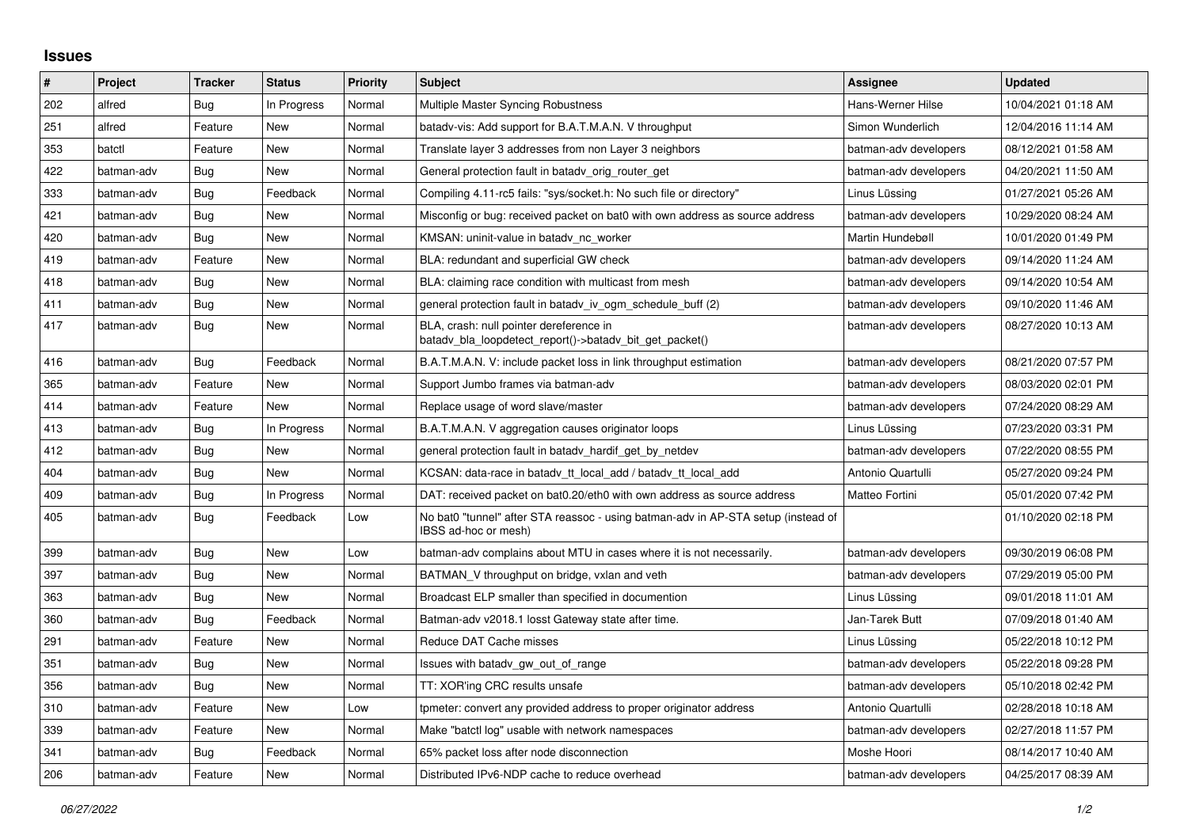## Issues

| # | Project | Tracker | Status | Priority | Subject | Assignee | Updated |
|---|---|---|---|---|---|---|---|
| 202 | alfred | Bug | In Progress | Normal | Multiple Master Syncing Robustness | Hans-Werner Hilse | 10/04/2021 01:18 AM |
| 251 | alfred | Feature | New | Normal | batadv-vis: Add support for B.A.T.M.A.N. V throughput | Simon Wunderlich | 12/04/2016 11:14 AM |
| 353 | batctl | Feature | New | Normal | Translate layer 3 addresses from non Layer 3 neighbors | batman-adv developers | 08/12/2021 01:58 AM |
| 422 | batman-adv | Bug | New | Normal | General protection fault in batadv_orig_router_get | batman-adv developers | 04/20/2021 11:50 AM |
| 333 | batman-adv | Bug | Feedback | Normal | Compiling 4.11-rc5 fails: "sys/socket.h: No such file or directory" | Linus Lüssing | 01/27/2021 05:26 AM |
| 421 | batman-adv | Bug | New | Normal | Misconfig or bug: received packet on bat0 with own address as source address | batman-adv developers | 10/29/2020 08:24 AM |
| 420 | batman-adv | Bug | New | Normal | KMSAN: uninit-value in batadv_nc_worker | Martin Hundebøll | 10/01/2020 01:49 PM |
| 419 | batman-adv | Feature | New | Normal | BLA: redundant and superficial GW check | batman-adv developers | 09/14/2020 11:24 AM |
| 418 | batman-adv | Bug | New | Normal | BLA: claiming race condition with multicast from mesh | batman-adv developers | 09/14/2020 10:54 AM |
| 411 | batman-adv | Bug | New | Normal | general protection fault in batadv_iv_ogm_schedule_buff (2) | batman-adv developers | 09/10/2020 11:46 AM |
| 417 | batman-adv | Bug | New | Normal | BLA, crash: null pointer dereference in batadv_bla_loopdetect_report()->batadv_bit_get_packet() | batman-adv developers | 08/27/2020 10:13 AM |
| 416 | batman-adv | Bug | Feedback | Normal | B.A.T.M.A.N. V: include packet loss in link throughput estimation | batman-adv developers | 08/21/2020 07:57 PM |
| 365 | batman-adv | Feature | New | Normal | Support Jumbo frames via batman-adv | batman-adv developers | 08/03/2020 02:01 PM |
| 414 | batman-adv | Feature | New | Normal | Replace usage of word slave/master | batman-adv developers | 07/24/2020 08:29 AM |
| 413 | batman-adv | Bug | In Progress | Normal | B.A.T.M.A.N. V aggregation causes originator loops | Linus Lüssing | 07/23/2020 03:31 PM |
| 412 | batman-adv | Bug | New | Normal | general protection fault in batadv_hardif_get_by_netdev | batman-adv developers | 07/22/2020 08:55 PM |
| 404 | batman-adv | Bug | New | Normal | KCSAN: data-race in batadv_tt_local_add / batadv_tt_local_add | Antonio Quartulli | 05/27/2020 09:24 PM |
| 409 | batman-adv | Bug | In Progress | Normal | DAT: received packet on bat0.20/eth0 with own address as source address | Matteo Fortini | 05/01/2020 07:42 PM |
| 405 | batman-adv | Bug | Feedback | Low | No bat0 "tunnel" after STA reassoc - using batman-adv in AP-STA setup (instead of IBSS ad-hoc or mesh) | | 01/10/2020 02:18 PM |
| 399 | batman-adv | Bug | New | Low | batman-adv complains about MTU in cases where it is not necessarily. | batman-adv developers | 09/30/2019 06:08 PM |
| 397 | batman-adv | Bug | New | Normal | BATMAN_V throughput on bridge, vxlan and veth | batman-adv developers | 07/29/2019 05:00 PM |
| 363 | batman-adv | Bug | New | Normal | Broadcast ELP smaller than specified in documention | Linus Lüssing | 09/01/2018 11:01 AM |
| 360 | batman-adv | Bug | Feedback | Normal | Batman-adv v2018.1 losst Gateway state after time. | Jan-Tarek Butt | 07/09/2018 01:40 AM |
| 291 | batman-adv | Feature | New | Normal | Reduce DAT Cache misses | Linus Lüssing | 05/22/2018 10:12 PM |
| 351 | batman-adv | Bug | New | Normal | Issues with batadv_gw_out_of_range | batman-adv developers | 05/22/2018 09:28 PM |
| 356 | batman-adv | Bug | New | Normal | TT: XOR'ing CRC results unsafe | batman-adv developers | 05/10/2018 02:42 PM |
| 310 | batman-adv | Feature | New | Low | tpmeter: convert any provided address to proper originator address | Antonio Quartulli | 02/28/2018 10:18 AM |
| 339 | batman-adv | Feature | New | Normal | Make "batctl log" usable with network namespaces | batman-adv developers | 02/27/2018 11:57 PM |
| 341 | batman-adv | Bug | Feedback | Normal | 65% packet loss after node disconnection | Moshe Hoori | 08/14/2017 10:40 AM |
| 206 | batman-adv | Feature | New | Normal | Distributed IPv6-NDP cache to reduce overhead | batman-adv developers | 04/25/2017 08:39 AM |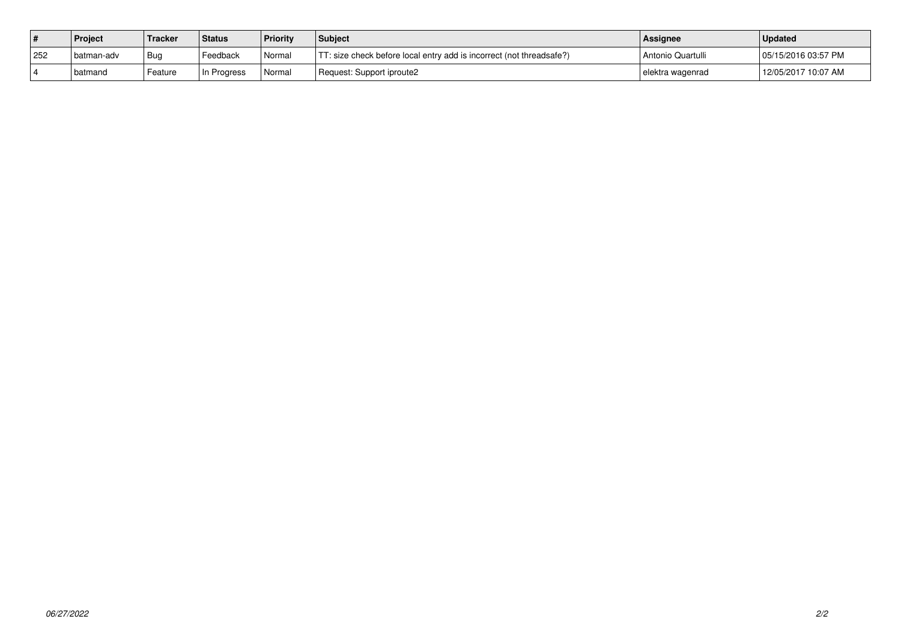| # | Project | Tracker | Status | Priority | Subject | Assignee | Updated |
| --- | --- | --- | --- | --- | --- | --- | --- |
| 252 | batman-adv | Bug | Feedback | Normal | TT: size check before local entry add is incorrect (not threadsafe?) | Antonio Quartulli | 05/15/2016 03:57 PM |
| 4 | batmand | Feature | In Progress | Normal | Request: Support iproute2 | elektra wagenrad | 12/05/2017 10:07 AM |